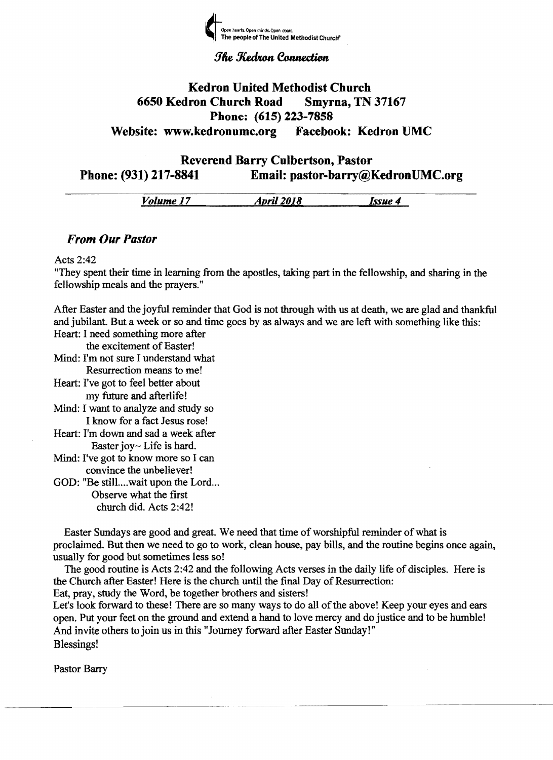Open hearts. Open minds. Open doors.
The people of The United Methodist Church®

*The Kedron Connection*

# Kedron United Methodist Church

**6650 Kedron Church Road Smyrna, TN 37167**

**Phone: (615) 223-7858**

**Website: www.kedronumc.org Facebook: Kedron UMC**

**Reverend Barry Culbertson, Pastor**

**Phone: (931) 217-8841 Email: pastor-barry@KedronUMC.org**

*Volume 17* *April 2018* *Issue 4*

## *From Our Pastor*

Acts 2:42

"They spent their time in learning from the apostles, taking part in the fellowship, and sharing in the fellowship meals and the prayers."

After Easter and the joyful reminder that God is not through with us at death, we are glad and thankful and jubilant. But a week or so and time goes by as always and we are left with something like this:

Heart: I need something more after
the excitement of Easter!

Mind: I'm not sure I understand what
Resurrection means to me!

Heart: I've got to feel better about
my future and afterlife!

Mind: I want to analyze and study so
I know for a fact Jesus rose!

Heart: I'm down and sad a week after
Easter joy~ Life is hard.

Mind: I've got to know more so I can
convince the unbeliever!

GOD: "Be still....wait upon the Lord...
Observe what the first
church did. Acts 2:42!

Easter Sundays are good and great. We need that time of worshipful reminder of what is proclaimed. But then we need to go to work, clean house, pay bills, and the routine begins once again, usually for good but sometimes less so!

The good routine is Acts 2:42 and the following Acts verses in the daily life of disciples. Here is the Church after Easter! Here is the church until the final Day of Resurrection:

Eat, pray, study the Word, be together brothers and sisters!

Let's look forward to these! There are so many ways to do all of the above! Keep your eyes and ears open. Put your feet on the ground and extend a hand to love mercy and do justice and to be humble! And invite others to join us in this "Journey forward after Easter Sunday!"

Blessings!

Pastor Barry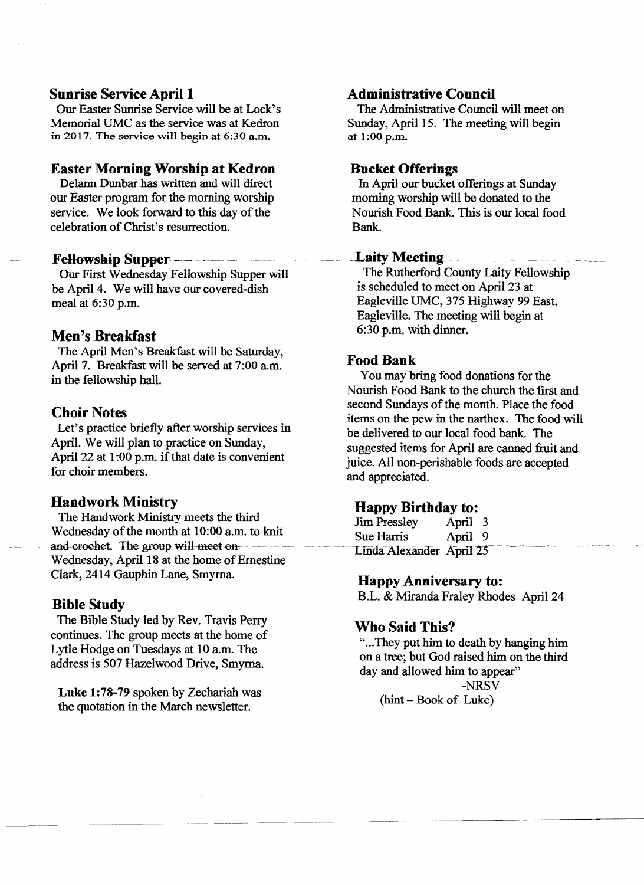## Sunrise Service April 1

Our Easter Sunrise Service will be at Lock's Memorial UMC as the service was at Kedron in 2017. The service will begin at 6:30 a.m.

## Easter Morning Worship at Kedron

Delann Dunbar has written and will direct our Easter program for the morning worship service. We look forward to this day of the celebration of Christ's resurrection.

## Fellowship Supper

Our First Wednesday Fellowship Supper will be April 4. We will have our covered-dish meal at 6:30 p.m.

## Men's Breakfast

The April Men's Breakfast will be Saturday, April 7. Breakfast will be served at 7:00 a.m. in the fellowship hall.

## Choir Notes

Let's practice briefly after worship services in April. We will plan to practice on Sunday, April 22 at 1:00 p.m. if that date is convenient for choir members.

## Handwork Ministry

The Handwork Ministry meets the third Wednesday of the month at 10:00 a.m. to knit and crochet. The group will meet on Wednesday, April 18 at the home of Ernestine Clark, 2414 Gauphin Lane, Smyrna.

## Bible Study

The Bible Study led by Rev. Travis Perry continues. The group meets at the home of Lytle Hodge on Tuesdays at 10 a.m. The address is 507 Hazelwood Drive, Smyrna.

**Luke 1:78-79** spoken by Zechariah was the quotation in the March newsletter.

## Administrative Council

The Administrative Council will meet on Sunday, April 15. The meeting will begin at 1:00 p.m.

## Bucket Offerings

In April our bucket offerings at Sunday morning worship will be donated to the Nourish Food Bank. This is our local food Bank.

## Laity Meeting

The Rutherford County Laity Fellowship is scheduled to meet on April 23 at Eagleville UMC, 375 Highway 99 East, Eagleville. The meeting will begin at 6:30 p.m. with dinner.

## Food Bank

You may bring food donations for the Nourish Food Bank to the church the first and second Sundays of the month. Place the food items on the pew in the narthex. The food will be delivered to our local food bank. The suggested items for April are canned fruit and juice. All non-perishable foods are accepted and appreciated.

## Happy Birthday to:

Jim Pressley April 3
Sue Harris April 9
Linda Alexander April 25

## Happy Anniversary to:

B.L. & Miranda Fraley Rhodes April 24

## Who Said This?

"...They put him to death by hanging him on a tree; but God raised him on the third day and allowed him to appear"

-NRSV

(hint – Book of Luke)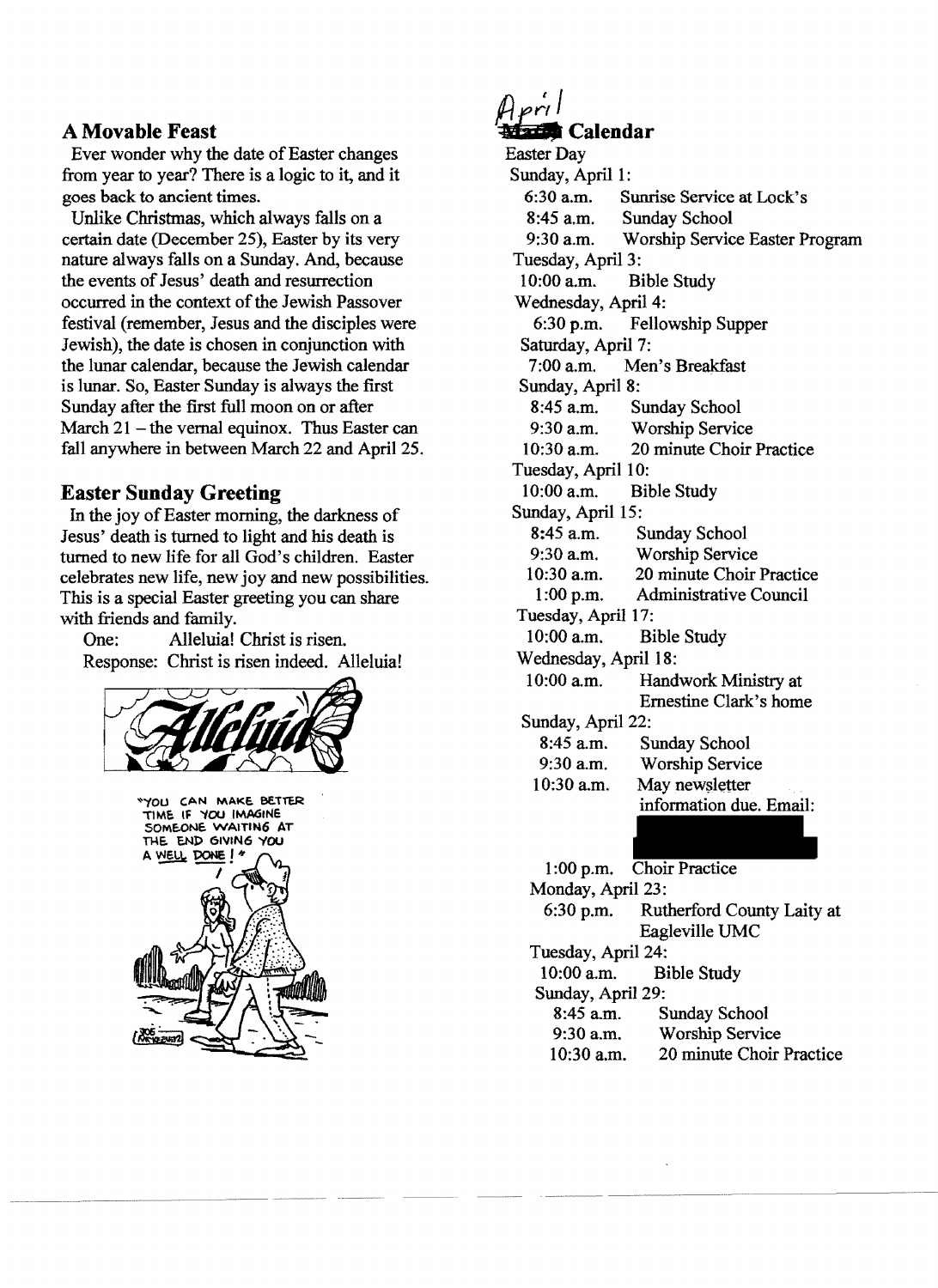## A Movable Feast

Ever wonder why the date of Easter changes from year to year? There is a logic to it, and it goes back to ancient times.

Unlike Christmas, which always falls on a certain date (December 25), Easter by its very nature always falls on a Sunday. And, because the events of Jesus' death and resurrection occurred in the context of the Jewish Passover festival (remember, Jesus and the disciples were Jewish), the date is chosen in conjunction with the lunar calendar, because the Jewish calendar is lunar. So, Easter Sunday is always the first Sunday after the first full moon on or after March 21 – the vernal equinox. Thus Easter can fall anywhere in between March 22 and April 25.

## Easter Sunday Greeting

In the joy of Easter morning, the darkness of Jesus' death is turned to light and his death is turned to new life for all God's children. Easter celebrates new life, new joy and new possibilities. This is a special Easter greeting you can share with friends and family.

One: Alleluia! Christ is risen.
Response: Christ is risen indeed. Alleluia!

## April Calendar

Easter Day

**Sunday, April 1:**
- 6:30 a.m. Sunrise Service at Lock's
- 8:45 a.m. Sunday School
- 9:30 a.m. Worship Service Easter Program

**Tuesday, April 3:**
- 10:00 a.m. Bible Study

**Wednesday, April 4:**
- 6:30 p.m. Fellowship Supper

**Saturday, April 7:**
- 7:00 a.m. Men's Breakfast

**Sunday, April 8:**
- 8:45 a.m. Sunday School
- 9:30 a.m. Worship Service
- 10:30 a.m. 20 minute Choir Practice

**Tuesday, April 10:**
- 10:00 a.m. Bible Study

**Sunday, April 15:**
- 8:45 a.m. Sunday School
- 9:30 a.m. Worship Service
- 10:30 a.m. 20 minute Choir Practice
- 1:00 p.m. Administrative Council

**Tuesday, April 17:**
- 10:00 a.m. Bible Study

**Wednesday, April 18:**
- 10:00 a.m. Handwork Ministry at Ernestine Clark's home

**Sunday, April 22:**
- 8:45 a.m. Sunday School
- 9:30 a.m. Worship Service
- 10:30 a.m. May newsletter information due. Email:
- 1:00 p.m. Choir Practice

**Monday, April 23:**
- 6:30 p.m. Rutherford County Laity at Eagleville UMC

**Tuesday, April 24:**
- 10:00 a.m. Bible Study

**Sunday, April 29:**
- 8:45 a.m. Sunday School
- 9:30 a.m. Worship Service
- 10:30 a.m. 20 minute Choir Practice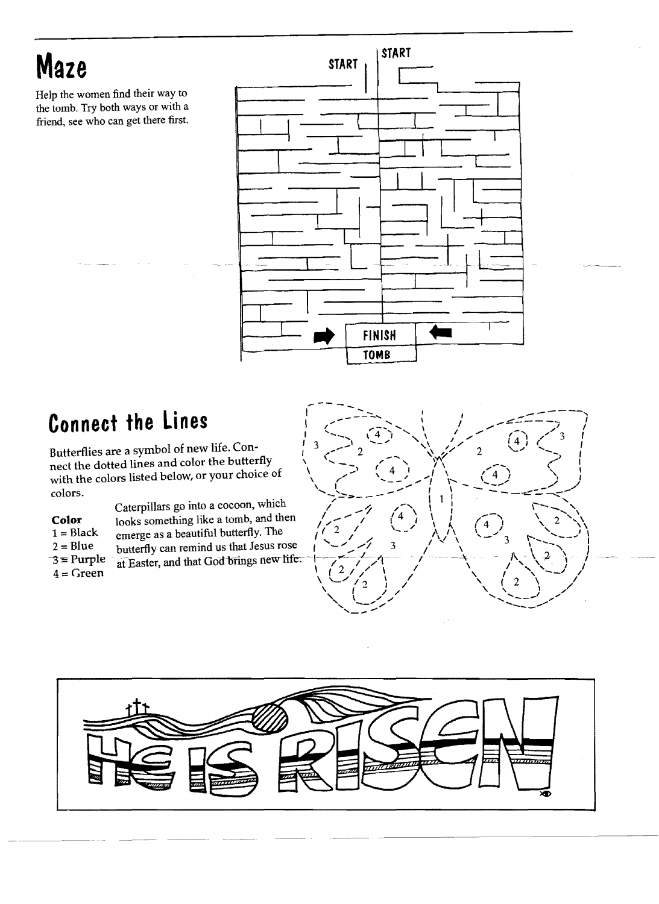# Maze

Help the women find their way to the tomb. Try both ways or with a friend, see who can get there first.

START

START

FINISH

TOMB

# Connect the Lines

Butterflies are a symbol of new life. Connect the dotted lines and color the butterfly with the colors listed below, or your choice of colors.

**Color**

1 = Black
2 = Blue
3 = Purple
4 = Green

Caterpillars go into a cocoon, which looks something like a tomb, and then emerge as a beautiful butterfly. The butterfly can remind us that Jesus rose at Easter, and that God brings new life.

HE IS RISEN